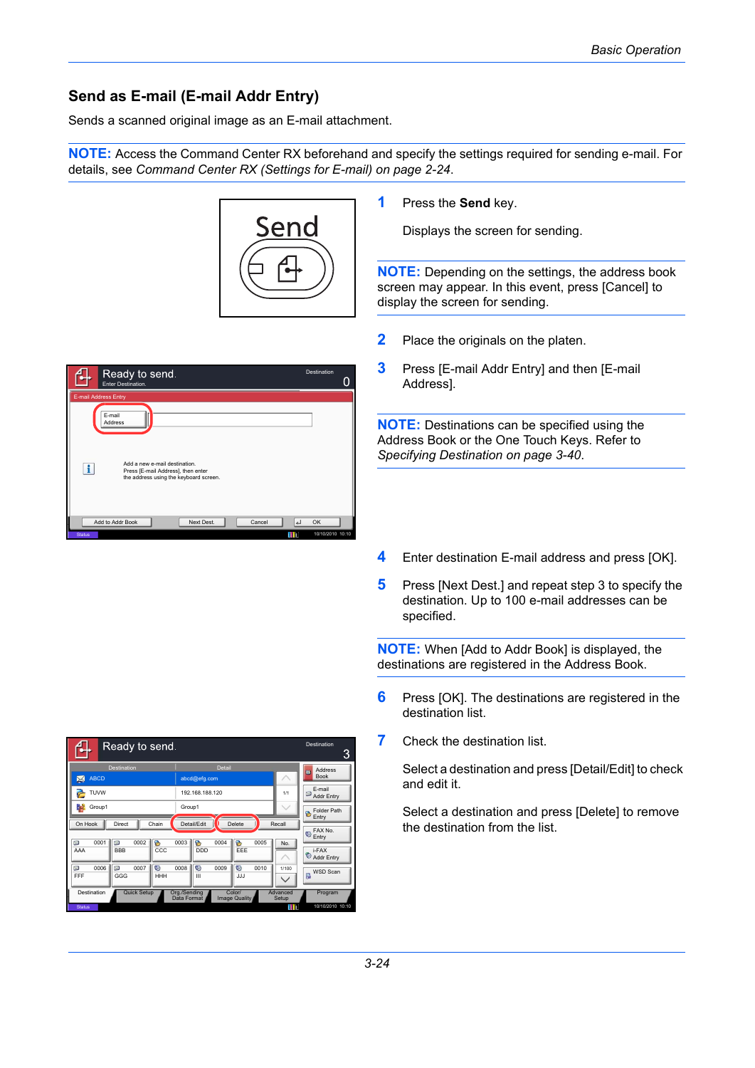## Send as E-mail (E-mail Addr Entry)

Sends a scanned original image as an E-mail attachment.

**NOTE:** Access the Command Center RX beforehand and specify the settings required for sending e-mail. For details, see *Command Center RX (Settings for E-mail) on page 2-24*.

1. Press the **Send** key.

   Displays the screen for sending.

**NOTE:** Depending on the settings, the address book screen may appear. In this event, press [Cancel] to display the screen for sending.

2. Place the originals on the platen.

3. Press [E-mail Addr Entry] and then [E-mail Address].

**NOTE:** Destinations can be specified using the Address Book or the One Touch Keys. Refer to *Specifying Destination on page 3-40*.

4. Enter destination E-mail address and press [OK].

5. Press [Next Dest.] and repeat step 3 to specify the destination. Up to 100 e-mail addresses can be specified.

**NOTE:** When [Add to Addr Book] is displayed, the destinations are registered in the Address Book.

6. Press [OK]. The destinations are registered in the destination list.

7. Check the destination list.

   Select a destination and press [Detail/Edit] to check and edit it.

   Select a destination and press [Delete] to remove the destination from the list.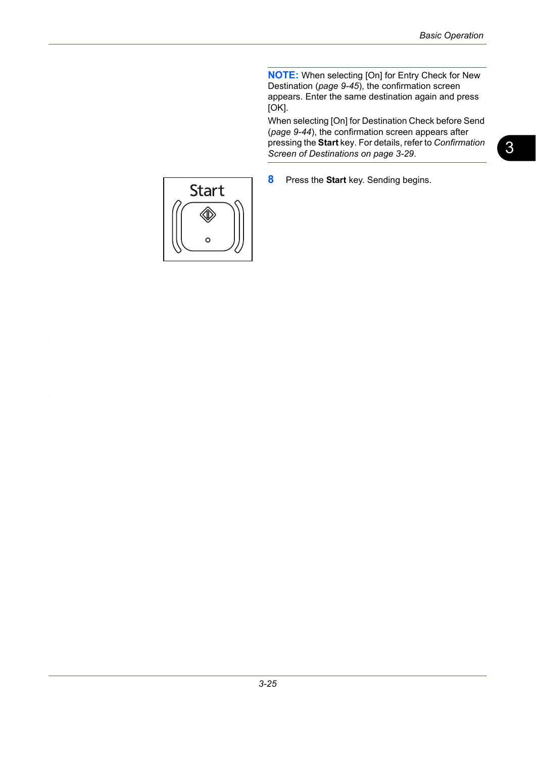**NOTE:** When selecting [On] for Entry Check for New Destination (*page 9-45*), the confirmation screen appears. Enter the same destination again and press [OK].

When selecting [On] for Destination Check before Send (*page 9-44*), the confirmation screen appears after pressing the **Start** key. For details, refer to *Confirmation Screen of Destinations on page 3-29*.

**8** Press the **Start** key. Sending begins.